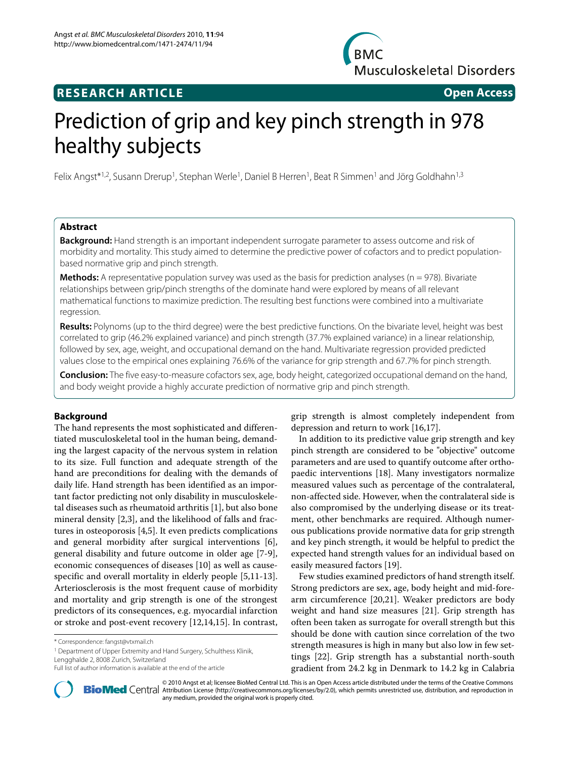**RESEARCH ARTICLE** **Open Access**

# Prediction of grip and key pinch strength in 978 healthy subjects

Felix Angst*[1,2], Susann Drerup[1], Stephan Werle[1], Daniel B Herren[1], Beat R Simmen[1] and Jörg Goldhahn[1,3]

## Abstract

**Background:** Hand strength is an important independent surrogate parameter to assess outcome and risk of morbidity and mortality. This study aimed to determine the predictive power of cofactors and to predict population-based normative grip and pinch strength.

**Methods:** A representative population survey was used as the basis for prediction analyses (n = 978). Bivariate relationships between grip/pinch strengths of the dominate hand were explored by means of all relevant mathematical functions to maximize prediction. The resulting best functions were combined into a multivariate regression.

**Results:** Polynoms (up to the third degree) were the best predictive functions. On the bivariate level, height was best correlated to grip (46.2% explained variance) and pinch strength (37.7% explained variance) in a linear relationship, followed by sex, age, weight, and occupational demand on the hand. Multivariate regression provided predicted values close to the empirical ones explaining 76.6% of the variance for grip strength and 67.7% for pinch strength.

**Conclusion:** The five easy-to-measure cofactors sex, age, body height, categorized occupational demand on the hand, and body weight provide a highly accurate prediction of normative grip and pinch strength.

## Background

The hand represents the most sophisticated and differentiated musculoskeletal tool in the human being, demanding the largest capacity of the nervous system in relation to its size. Full function and adequate strength of the hand are preconditions for dealing with the demands of daily life. Hand strength has been identified as an important factor predicting not only disability in musculoskeletal diseases such as rheumatoid arthritis [1], but also bone mineral density [2,3], and the likelihood of falls and fractures in osteoporosis [4,5]. It even predicts complications and general morbidity after surgical interventions [6], general disability and future outcome in older age [7-9], economic consequences of diseases [10] as well as cause-specific and overall mortality in elderly people [5,11-13]. Arteriosclerosis is the most frequent cause of morbidity and mortality and grip strength is one of the strongest predictors of its consequences, e.g. myocardial infarction or stroke and post-event recovery [12,14,15]. In contrast, grip strength is almost completely independent from depression and return to work [16,17].

In addition to its predictive value grip strength and key pinch strength are considered to be "objective" outcome parameters and are used to quantify outcome after orthopaedic interventions [18]. Many investigators normalize measured values such as percentage of the contralateral, non-affected side. However, when the contralateral side is also compromised by the underlying disease or its treatment, other benchmarks are required. Although numerous publications provide normative data for grip strength and key pinch strength, it would be helpful to predict the expected hand strength values for an individual based on easily measured factors [19].

Few studies examined predictors of hand strength itself. Strong predictors are sex, age, body height and mid-forearm circumference [20,21]. Weaker predictors are body weight and hand size measures [21]. Grip strength has often been taken as surrogate for overall strength but this should be done with caution since correlation of the two strength measures is high in many but also low in few settings [22]. Grip strength has a substantial north-south gradient from 24.2 kg in Denmark to 14.2 kg in Calabria

\* Correspondence: fangst@vtxmail.ch

[1] Department of Upper Extremity and Hand Surgery, Schulthess Klinik, Lengghalde 2, 8008 Zurich, Switzerland

Full list of author information is available at the end of the article

© 2010 Angst et al; licensee BioMed Central Ltd. This is an Open Access article distributed under the terms of the Creative Commons Attribution License (http://creativecommons.org/licenses/by/2.0), which permits unrestricted use, distribution, and reproduction in any medium, provided the original work is properly cited.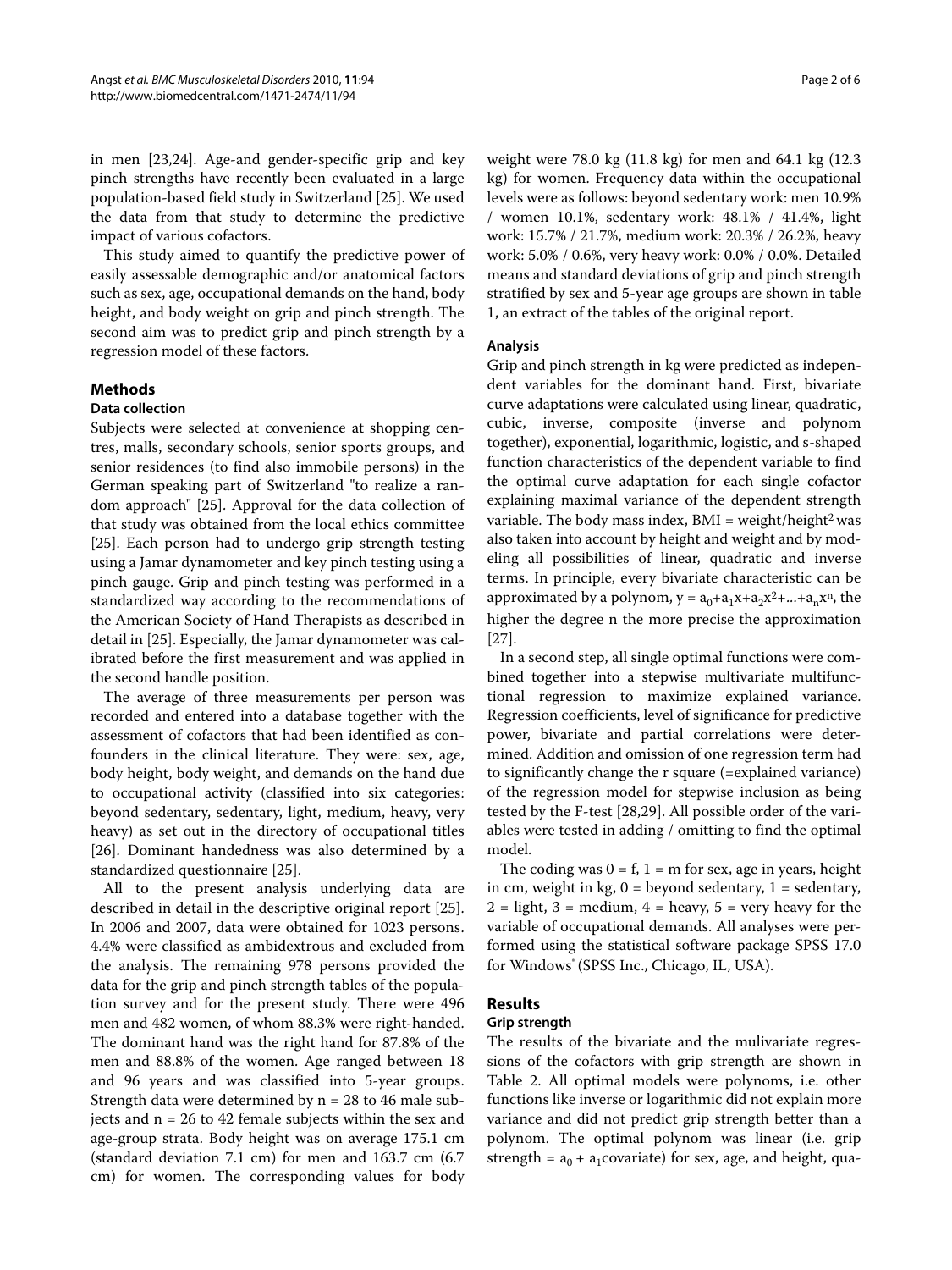in men [23,24]. Age-and gender-specific grip and key pinch strengths have recently been evaluated in a large population-based field study in Switzerland [25]. We used the data from that study to determine the predictive impact of various cofactors.

This study aimed to quantify the predictive power of easily assessable demographic and/or anatomical factors such as sex, age, occupational demands on the hand, body height, and body weight on grip and pinch strength. The second aim was to predict grip and pinch strength by a regression model of these factors.

## Methods

### Data collection

Subjects were selected at convenience at shopping centres, malls, secondary schools, senior sports groups, and senior residences (to find also immobile persons) in the German speaking part of Switzerland "to realize a random approach" [25]. Approval for the data collection of that study was obtained from the local ethics committee [25]. Each person had to undergo grip strength testing using a Jamar dynamometer and key pinch testing using a pinch gauge. Grip and pinch testing was performed in a standardized way according to the recommendations of the American Society of Hand Therapists as described in detail in [25]. Especially, the Jamar dynamometer was calibrated before the first measurement and was applied in the second handle position.

The average of three measurements per person was recorded and entered into a database together with the assessment of cofactors that had been identified as confounders in the clinical literature. They were: sex, age, body height, body weight, and demands on the hand due to occupational activity (classified into six categories: beyond sedentary, sedentary, light, medium, heavy, very heavy) as set out in the directory of occupational titles [26]. Dominant handedness was also determined by a standardized questionnaire [25].

All to the present analysis underlying data are described in detail in the descriptive original report [25]. In 2006 and 2007, data were obtained for 1023 persons. 4.4% were classified as ambidextrous and excluded from the analysis. The remaining 978 persons provided the data for the grip and pinch strength tables of the population survey and for the present study. There were 496 men and 482 women, of whom 88.3% were right-handed. The dominant hand was the right hand for 87.8% of the men and 88.8% of the women. Age ranged between 18 and 96 years and was classified into 5-year groups. Strength data were determined by n = 28 to 46 male subjects and n = 26 to 42 female subjects within the sex and age-group strata. Body height was on average 175.1 cm (standard deviation 7.1 cm) for men and 163.7 cm (6.7 cm) for women. The corresponding values for body weight were 78.0 kg (11.8 kg) for men and 64.1 kg (12.3 kg) for women. Frequency data within the occupational levels were as follows: beyond sedentary work: men 10.9% / women 10.1%, sedentary work: 48.1% / 41.4%, light work: 15.7% / 21.7%, medium work: 20.3% / 26.2%, heavy work: 5.0% / 0.6%, very heavy work: 0.0% / 0.0%. Detailed means and standard deviations of grip and pinch strength stratified by sex and 5-year age groups are shown in table 1, an extract of the tables of the original report.

### Analysis

Grip and pinch strength in kg were predicted as independent variables for the dominant hand. First, bivariate curve adaptations were calculated using linear, quadratic, cubic, inverse, composite (inverse and polynom together), exponential, logarithmic, logistic, and s-shaped function characteristics of the dependent variable to find the optimal curve adaptation for each single cofactor explaining maximal variance of the dependent strength variable. The body mass index, BMI = weight/height$^2$ was also taken into account by height and weight and by modeling all possibilities of linear, quadratic and inverse terms. In principle, every bivariate characteristic can be approximated by a polynom, $y = a_0+a_1x+a_2x^2+...+a_nx^n$, the higher the degree n the more precise the approximation [27].

In a second step, all single optimal functions were combined together into a stepwise multivariate multifunctional regression to maximize explained variance. Regression coefficients, level of significance for predictive power, bivariate and partial correlations were determined. Addition and omission of one regression term had to significantly change the r square (=explained variance) of the regression model for stepwise inclusion as being tested by the F-test [28,29]. All possible order of the variables were tested in adding / omitting to find the optimal model.

The coding was 0 = f, 1 = m for sex, age in years, height in cm, weight in kg, 0 = beyond sedentary, 1 = sedentary, 2 = light, 3 = medium, 4 = heavy, 5 = very heavy for the variable of occupational demands. All analyses were performed using the statistical software package SPSS 17.0 for Windows® (SPSS Inc., Chicago, IL, USA).

## Results

### Grip strength

The results of the bivariate and the mulivariate regressions of the cofactors with grip strength are shown in Table 2. All optimal models were polynoms, i.e. other functions like inverse or logarithmic did not explain more variance and did not predict grip strength better than a polynom. The optimal polynom was linear (i.e. grip strength = $a_0$ + $a_1$covariate) for sex, age, and height, qua-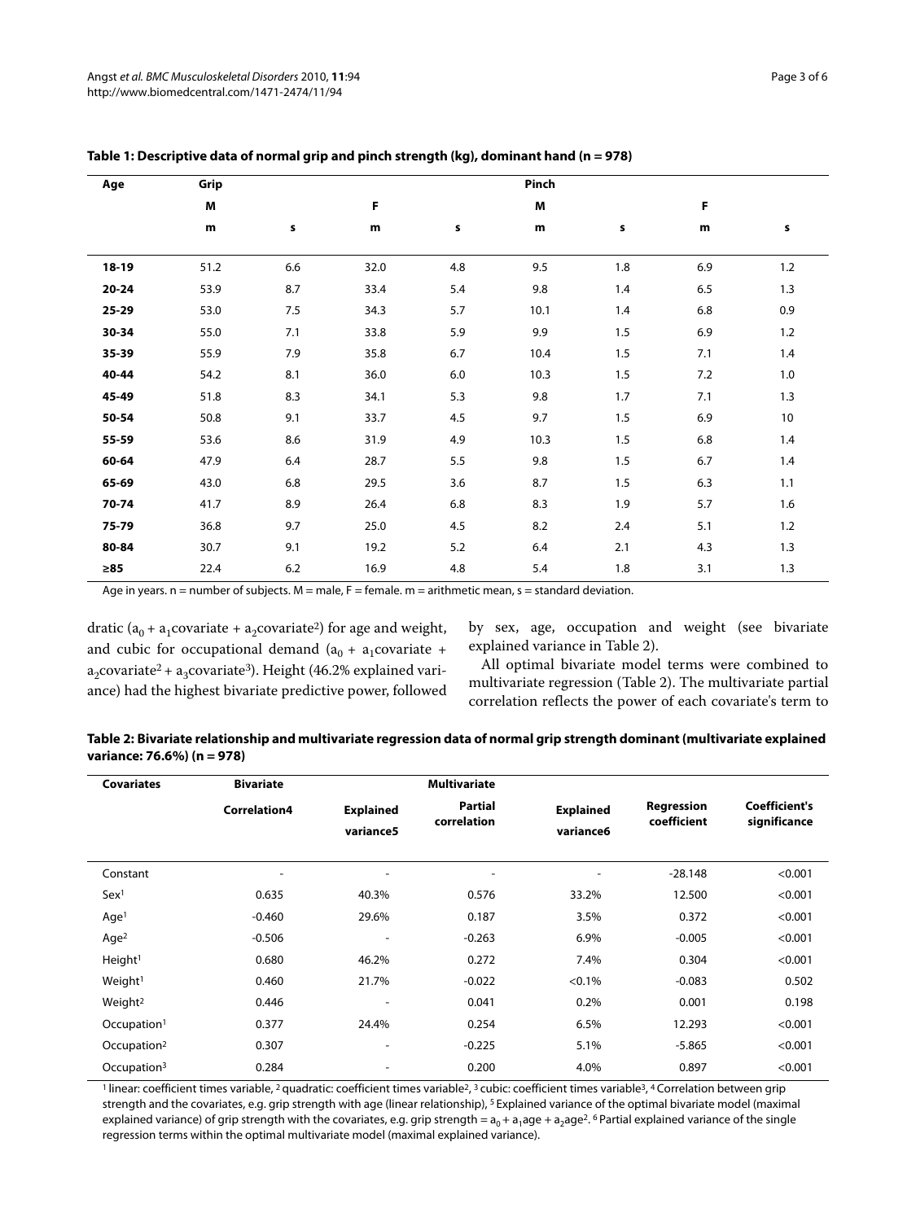**Table 1: Descriptive data of normal grip and pinch strength (kg), dominant hand (n = 978)**

| Age | Grip | | | | Pinch | | | |
|---|---|---|---|---|---|---|---|---|
| | M | | F | | M | | F | |
| | m | s | m | s | m | s | m | s |
| **18-19** | 51.2 | 6.6 | 32.0 | 4.8 | 9.5 | 1.8 | 6.9 | 1.2 |
| **20-24** | 53.9 | 8.7 | 33.4 | 5.4 | 9.8 | 1.4 | 6.5 | 1.3 |
| **25-29** | 53.0 | 7.5 | 34.3 | 5.7 | 10.1 | 1.4 | 6.8 | 0.9 |
| **30-34** | 55.0 | 7.1 | 33.8 | 5.9 | 9.9 | 1.5 | 6.9 | 1.2 |
| **35-39** | 55.9 | 7.9 | 35.8 | 6.7 | 10.4 | 1.5 | 7.1 | 1.4 |
| **40-44** | 54.2 | 8.1 | 36.0 | 6.0 | 10.3 | 1.5 | 7.2 | 1.0 |
| **45-49** | 51.8 | 8.3 | 34.1 | 5.3 | 9.8 | 1.7 | 7.1 | 1.3 |
| **50-54** | 50.8 | 9.1 | 33.7 | 4.5 | 9.7 | 1.5 | 6.9 | 10 |
| **55-59** | 53.6 | 8.6 | 31.9 | 4.9 | 10.3 | 1.5 | 6.8 | 1.4 |
| **60-64** | 47.9 | 6.4 | 28.7 | 5.5 | 9.8 | 1.5 | 6.7 | 1.4 |
| **65-69** | 43.0 | 6.8 | 29.5 | 3.6 | 8.7 | 1.5 | 6.3 | 1.1 |
| **70-74** | 41.7 | 8.9 | 26.4 | 6.8 | 8.3 | 1.9 | 5.7 | 1.6 |
| **75-79** | 36.8 | 9.7 | 25.0 | 4.5 | 8.2 | 2.4 | 5.1 | 1.2 |
| **80-84** | 30.7 | 9.1 | 19.2 | 5.2 | 6.4 | 2.1 | 4.3 | 1.3 |
| **≥85** | 22.4 | 6.2 | 16.9 | 4.8 | 5.4 | 1.8 | 3.1 | 1.3 |

Age in years. n = number of subjects. M = male, F = female. m = arithmetic mean, s = standard deviation.

dratic ($a_0 + a_1$covariate + $a_2$covariate$^2$) for age and weight, and cubic for occupational demand ($a_0 + a_1$covariate + $a_2$covariate$^2$ + $a_3$covariate$^3$). Height (46.2% explained variance) had the highest bivariate predictive power, followed by sex, age, occupation and weight (see bivariate explained variance in Table 2).

All optimal bivariate model terms were combined to multivariate regression (Table 2). The multivariate partial correlation reflects the power of each covariate's term to

**Table 2: Bivariate relationship and multivariate regression data of normal grip strength dominant (multivariate explained variance: 76.6%) (n = 978)**

| Covariates | Bivariate | | Multivariate | | | |
|---|---|---|---|---|---|---|
| | Correlation4 | Explained variance5 | Partial correlation | Explained variance6 | Regression coefficient | Coefficient's significance |
| Constant | - | - | - | - | -28.148 | <0.001 |
| Sex[1] | 0.635 | 40.3% | 0.576 | 33.2% | 12.500 | <0.001 |
| Age[1] | -0.460 | 29.6% | 0.187 | 3.5% | 0.372 | <0.001 |
| Age[2] | -0.506 | - | -0.263 | 6.9% | -0.005 | <0.001 |
| Height[1] | 0.680 | 46.2% | 0.272 | 7.4% | 0.304 | <0.001 |
| Weight[1] | 0.460 | 21.7% | -0.022 | <0.1% | -0.083 | 0.502 |
| Weight[2] | 0.446 | - | 0.041 | 0.2% | 0.001 | 0.198 |
| Occupation[1] | 0.377 | 24.4% | 0.254 | 6.5% | 12.293 | <0.001 |
| Occupation[2] | 0.307 | - | -0.225 | 5.1% | -5.865 | <0.001 |
| Occupation[3] | 0.284 | - | 0.200 | 4.0% | 0.897 | <0.001 |

[1] linear: coefficient times variable, [2] quadratic: coefficient times variable$^2$, [3] cubic: coefficient times variable$^3$, [4] Correlation between grip strength and the covariates, e.g. grip strength with age (linear relationship), [5] Explained variance of the optimal bivariate model (maximal explained variance) of grip strength with the covariates, e.g. grip strength = $a_0 + a_1$age + $a_2$age$^2$. [6] Partial explained variance of the single regression terms within the optimal multivariate model (maximal explained variance).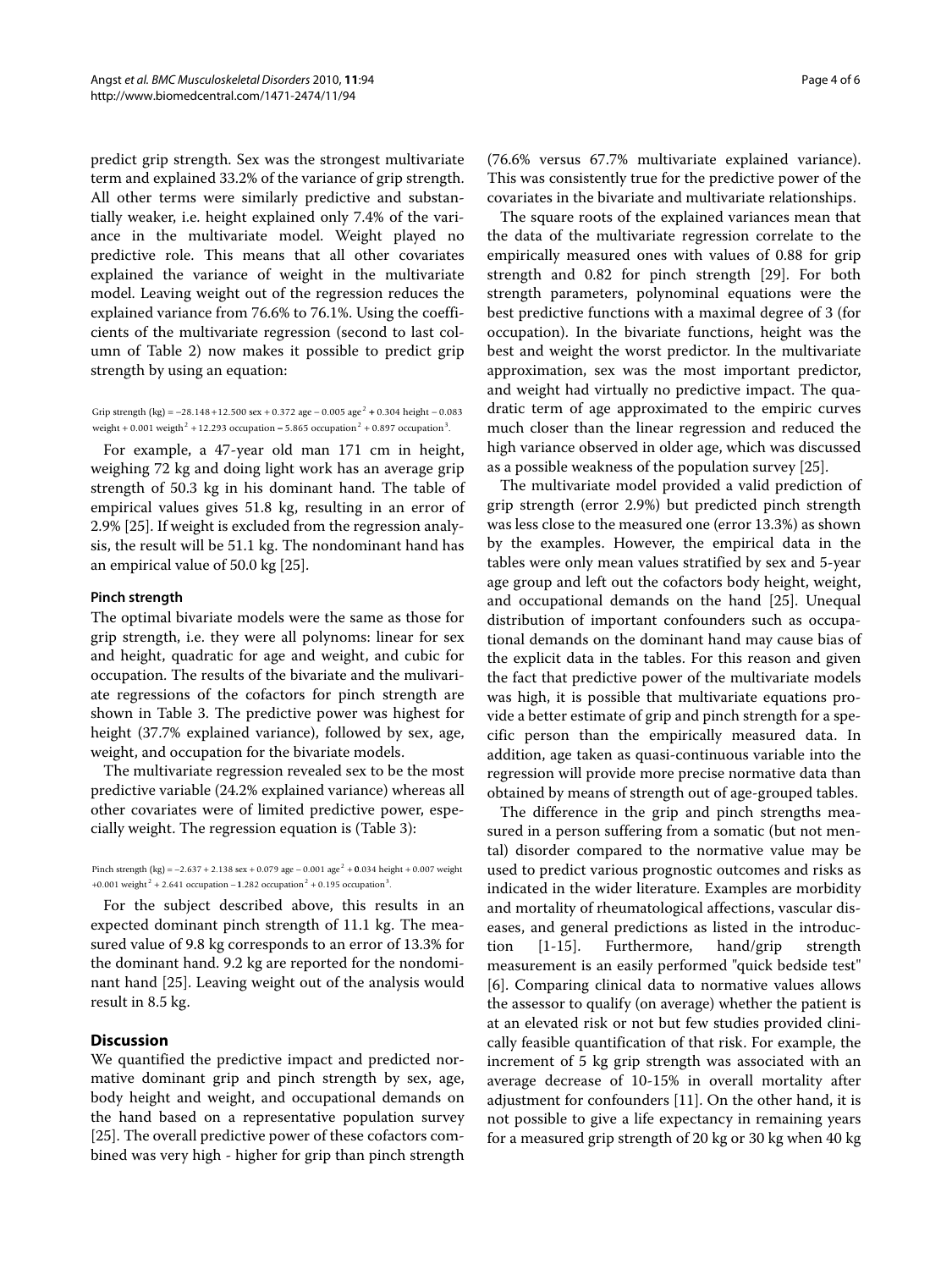predict grip strength. Sex was the strongest multivariate term and explained 33.2% of the variance of grip strength. All other terms were similarly predictive and substantially weaker, i.e. height explained only 7.4% of the variance in the multivariate model. Weight played no predictive role. This means that all other covariates explained the variance of weight in the multivariate model. Leaving weight out of the regression reduces the explained variance from 76.6% to 76.1%. Using the coefficients of the multivariate regression (second to last column of Table 2) now makes it possible to predict grip strength by using an equation:

$$\text{Grip strength (kg)} = -28.148 + 12.500\ \text{sex} + 0.372\ \text{age} - 0.005\ \text{age}^2 + 0.304\ \text{height} - 0.083\ \text{weight} + 0.001\ \text{weigth}^2 + 12.293\ \text{occupation} - 5.865\ \text{occupation}^2 + 0.897\ \text{occupation}^3.$$

For example, a 47-year old man 171 cm in height, weighing 72 kg and doing light work has an average grip strength of 50.3 kg in his dominant hand. The table of empirical values gives 51.8 kg, resulting in an error of 2.9% [25]. If weight is excluded from the regression analysis, the result will be 51.1 kg. The nondominant hand has an empirical value of 50.0 kg [25].

#### Pinch strength

The optimal bivariate models were the same as those for grip strength, i.e. they were all polynoms: linear for sex and height, quadratic for age and weight, and cubic for occupation. The results of the bivariate and the mulivariate regressions of the cofactors for pinch strength are shown in Table 3. The predictive power was highest for height (37.7% explained variance), followed by sex, age, weight, and occupation for the bivariate models.

The multivariate regression revealed sex to be the most predictive variable (24.2% explained variance) whereas all other covariates were of limited predictive power, especially weight. The regression equation is (Table 3):

$$\text{Pinch strength (kg)} = -2.637 + 2.138\ \text{sex} + 0.079\ \text{age} - 0.001\ \text{age}^2 + 0.034\ \text{height} + 0.007\ \text{weight} + 0.001\ \text{weight}^2 + 2.641\ \text{occupation} - 1.282\ \text{occupation}^2 + 0.195\ \text{occupation}^3.$$

For the subject described above, this results in an expected dominant pinch strength of 11.1 kg. The measured value of 9.8 kg corresponds to an error of 13.3% for the dominant hand. 9.2 kg are reported for the nondominant hand [25]. Leaving weight out of the analysis would result in 8.5 kg.

## Discussion

We quantified the predictive impact and predicted normative dominant grip and pinch strength by sex, age, body height and weight, and occupational demands on the hand based on a representative population survey [25]. The overall predictive power of these cofactors combined was very high - higher for grip than pinch strength (76.6% versus 67.7% multivariate explained variance). This was consistently true for the predictive power of the covariates in the bivariate and multivariate relationships.

The square roots of the explained variances mean that the data of the multivariate regression correlate to the empirically measured ones with values of 0.88 for grip strength and 0.82 for pinch strength [29]. For both strength parameters, polynominal equations were the best predictive functions with a maximal degree of 3 (for occupation). In the bivariate functions, height was the best and weight the worst predictor. In the multivariate approximation, sex was the most important predictor, and weight had virtually no predictive impact. The quadratic term of age approximated to the empiric curves much closer than the linear regression and reduced the high variance observed in older age, which was discussed as a possible weakness of the population survey [25].

The multivariate model provided a valid prediction of grip strength (error 2.9%) but predicted pinch strength was less close to the measured one (error 13.3%) as shown by the examples. However, the empirical data in the tables were only mean values stratified by sex and 5-year age group and left out the cofactors body height, weight, and occupational demands on the hand [25]. Unequal distribution of important confounders such as occupational demands on the dominant hand may cause bias of the explicit data in the tables. For this reason and given the fact that predictive power of the multivariate models was high, it is possible that multivariate equations provide a better estimate of grip and pinch strength for a specific person than the empirically measured data. In addition, age taken as quasi-continuous variable into the regression will provide more precise normative data than obtained by means of strength out of age-grouped tables.

The difference in the grip and pinch strengths measured in a person suffering from a somatic (but not mental) disorder compared to the normative value may be used to predict various prognostic outcomes and risks as indicated in the wider literature. Examples are morbidity and mortality of rheumatological affections, vascular diseases, and general predictions as listed in the introduction [1-15]. Furthermore, hand/grip strength measurement is an easily performed "quick bedside test" [6]. Comparing clinical data to normative values allows the assessor to qualify (on average) whether the patient is at an elevated risk or not but few studies provided clinically feasible quantification of that risk. For example, the increment of 5 kg grip strength was associated with an average decrease of 10-15% in overall mortality after adjustment for confounders [11]. On the other hand, it is not possible to give a life expectancy in remaining years for a measured grip strength of 20 kg or 30 kg when 40 kg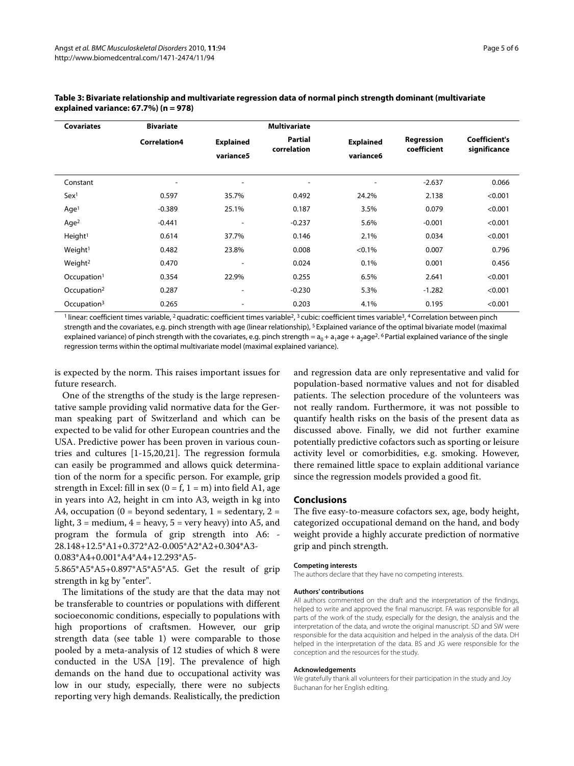**Table 3: Bivariate relationship and multivariate regression data of normal pinch strength dominant (multivariate explained variance: 67.7%) (n = 978)**

| Covariates | Bivariate | | Multivariate | | | |
|---|---|---|---|---|---|---|
| | Correlation4 | Explained variance5 | Partial correlation | Explained variance6 | Regression coefficient | Coefficient's significance |
| Constant | - | - | - | - | -2.637 | 0.066 |
| Sex[1] | 0.597 | 35.7% | 0.492 | 24.2% | 2.138 | <0.001 |
| Age[1] | -0.389 | 25.1% | 0.187 | 3.5% | 0.079 | <0.001 |
| Age[2] | -0.441 | - | -0.237 | 5.6% | -0.001 | <0.001 |
| Height[1] | 0.614 | 37.7% | 0.146 | 2.1% | 0.034 | <0.001 |
| Weight[1] | 0.482 | 23.8% | 0.008 | <0.1% | 0.007 | 0.796 |
| Weight[2] | 0.470 | - | 0.024 | 0.1% | 0.001 | 0.456 |
| Occupation[1] | 0.354 | 22.9% | 0.255 | 6.5% | 2.641 | <0.001 |
| Occupation[2] | 0.287 | - | -0.230 | 5.3% | -1.282 | <0.001 |
| Occupation[3] | 0.265 | - | 0.203 | 4.1% | 0.195 | <0.001 |

[1] linear: coefficient times variable, [2] quadratic: coefficient times variable$^2$, [3] cubic: coefficient times variable$^3$, [4] Correlation between pinch strength and the covariates, e.g. pinch strength with age (linear relationship), [5] Explained variance of the optimal bivariate model (maximal explained variance) of pinch strength with the covariates, e.g. pinch strength = $a_0 + a_1$age + $a_2$age$^2$. [6] Partial explained variance of the single regression terms within the optimal multivariate model (maximal explained variance).

is expected by the norm. This raises important issues for future research.

One of the strengths of the study is the large representative sample providing valid normative data for the German speaking part of Switzerland and which can be expected to be valid for other European countries and the USA. Predictive power has been proven in various countries and cultures [1-15,20,21]. The regression formula can easily be programmed and allows quick determination of the norm for a specific person. For example, grip strength in Excel: fill in sex (0 = f, 1 = m) into field A1, age in years into A2, height in cm into A3, weigth in kg into A4, occupation (0 = beyond sedentary, 1 = sedentary, 2 = light, 3 = medium, 4 = heavy, 5 = very heavy) into A5, and program the formula of grip strength into A6: -28.148+12.5*A1+0.372*A2-0.005*A2*A2+0.304*A3-0.083*A4+0.001*A4*A4+12.293*A5-5.865*A5*A5+0.897*A5*A5*A5. Get the result of grip strength in kg by "enter".

The limitations of the study are that the data may not be transferable to countries or populations with different socioeconomic conditions, especially to populations with high proportions of craftsmen. However, our grip strength data (see table 1) were comparable to those pooled by a meta-analysis of 12 studies of which 8 were conducted in the USA [19]. The prevalence of high demands on the hand due to occupational activity was low in our study, especially, there were no subjects reporting very high demands. Realistically, the prediction and regression data are only representative and valid for population-based normative values and not for disabled patients. The selection procedure of the volunteers was not really random. Furthermore, it was not possible to quantify health risks on the basis of the present data as discussed above. Finally, we did not further examine potentially predictive cofactors such as sporting or leisure activity level or comorbidities, e.g. smoking. However, there remained little space to explain additional variance since the regression models provided a good fit.

## Conclusions

The five easy-to-measure cofactors sex, age, body height, categorized occupational demand on the hand, and body weight provide a highly accurate prediction of normative grip and pinch strength.

#### Competing interests

The authors declare that they have no competing interests.

#### Authors' contributions

All authors commented on the draft and the interpretation of the findings, helped to write and approved the final manuscript. FA was responsible for all parts of the work of the study, especially for the design, the analysis and the interpretation of the data, and wrote the original manuscript. SD and SW were responsible for the data acquisition and helped in the analysis of the data. DH helped in the interpretation of the data. BS and JG were responsible for the conception and the resources for the study.

#### Acknowledgements

We gratefully thank all volunteers for their participation in the study and Joy Buchanan for her English editing.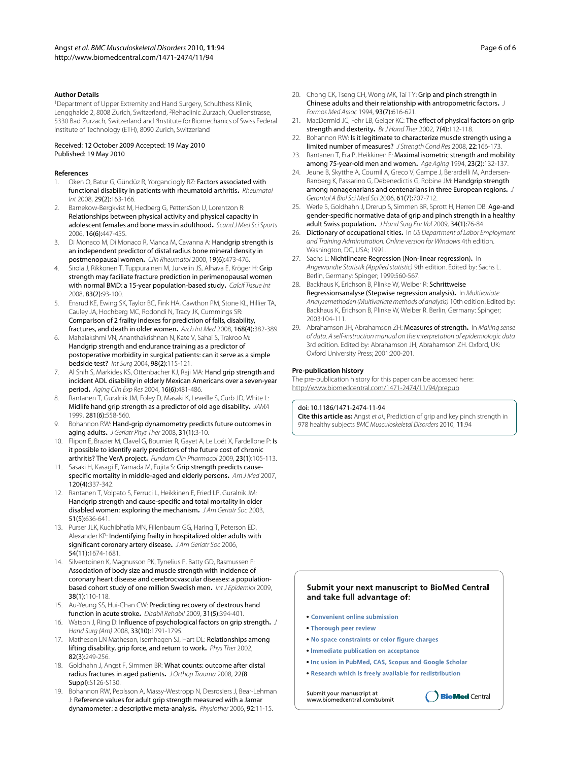### Author Details

[1]Department of Upper Extremity and Hand Surgery, Schulthess Klinik, Lengghalde 2, 8008 Zurich, Switzerland, [2]Rehaclinic Zurzach, Quellenstrasse, 5330 Bad Zurzach, Switzerland and [3]Institute for Biomechanics of Swiss Federal Institute of Technology (ETH), 8090 Zurich, Switzerland

Received: 12 October 2009 Accepted: 19 May 2010
Published: 19 May 2010

### References

1. Oken O, Batur G, Gündüz R, Yorganciogly RZ: **Factors associated with functional disability in patients with rheumatoid arthritis.** *Rheumatol Int* 2008, **29(2)**:163-166.
2. Barnekow-Bergkvist M, Hedberg G, PettersSon U, Lorentzon R: **Relationships between physical activity and physical capacity in adolescent females and bone mass in adulthood.** *Scand J Med Sci Sports* 2006, **16(6)**:447-455.
3. Di Monaco M, Di Monaco R, Manca M, Cavanna A: **Handgrip strength is an independent predictor of distal radius bone mineral density in postmenopausal women.** *Clin Rheumatol* 2000, **19(6)**:473-476.
4. Sirola J, Rikkonen T, Tuppurainen M, Jurvelin JS, Alhava E, Kröger H: **Grip strength may faciliate fracture prediction in perimenopausal women with normal BMD: a 15-year population-based study.** *Calcif Tissue Int* 2008, **83(2)**:93-100.
5. Ensrud KE, Ewing SK, Taylor BC, Fink HA, Cawthon PM, Stone KL, Hillier TA, Cauley JA, Hochberg MC, Rodondi N, Tracy JK, Cummings SR: **Comparison of 2 frailty indexes for prediction of falls, disability, fractures, and death in older women.** *Arch Int Med* 2008, **168(4)**:382-389.
6. Mahalakshmi VN, Ananthakrishnan N, Kate V, Sahai S, Trakroo M: **Handgrip strength and endurance training as a predictor of postoperative morbidity in surgical patients: can it serve as a simple bedside test?** *Int Surg* 2004, **98(2)**:115-121.
7. Al Snih S, Markides KS, Ottenbacher KJ, Raji MA: **Hand grip strength and incident ADL disability in elderly Mexican Americans over a seven-year period.** *Aging Clin Exp Res* 2004, **16(6)**:481-486.
8. Rantanen T, Guralnik JM, Foley D, Masaki K, Leveille S, Curb JD, White L: **Midlife hand grip strength as a predictor of old age disability.** *JAMA* 1999, **281(6)**:558-560.
9. Bohannon RW: **Hand-grip dynamometry predicts future outcomes in aging adults.** *J Geriatr Phys Ther* 2008, **31(1)**:3-10.
10. Flipon E, Brazier M, Clavel G, Boumier R, Gayet A, Le Loét X, Fardellone P: **Is it possible to identify early predictors of the future cost of chronic arthritis? The VerA project.** *Fundam Clin Pharmacol* 2009, **23(1)**:105-113.
11. Sasaki H, Kasagi F, Yamada M, Fujita S: **Grip strength predicts cause-specific mortality in middle-aged and elderly persons.** *Am J Med* 2007, **120(4)**:337-342.
12. Rantanen T, Volpato S, Ferruci L, Heikkinen E, Fried LP, Guralnik JM: **Handgrip strength and cause-specific and total mortality in older disabled women: exploring the mechanism.** *J Am Geriatr Soc* 2003, **51(5)**:636-641.
13. Purser JLK, Kuchibhatla MN, Fillenbaum GG, Haring T, Peterson ED, Alexander KP: **Indentifying frailty in hospitalized older adults with significant coronary artery disease.** *J Am Geriatr Soc* 2006, **54(11)**:1674-1681.
14. Silventoinen K, Magnusson PK, Tynelius P, Batty GD, Rasmussen F: **Association of body size and muscle strength with incidence of coronary heart disease and cerebrocvascular diseases: a population-based cohort study of one million Swedish men.** *Int J Epidemiol* 2009, **38(1)**:110-118.
15. Au-Yeung SS, Hui-Chan CW: **Predicting recovery of dextrous hand function in acute stroke.** *Disabil Rehabil* 2009, **31(5)**:394-401.
16. Watson J, Ring D: **Influence of psychological factors on grip strength.** *J Hand Surg (Am)* 2008, **33(10)**:1791-1795.
17. Matheson LN Matheson, Isernhagen SJ, Hart DL: **Relationships among lifting disability, grip force, and return to work.** *Phys Ther* 2002, **82(3)**:249-256.
18. Goldhahn J, Angst F, Simmen BR: **What counts: outcome after distal radius fractures in aged patients.** *J Orthop Trauma* 2008, **22(8 Suppl)**:S126-S130.
19. Bohannon RW, Peolsson A, Massy-Westropp N, Desrosiers J, Bear-Lehman J: **Reference values for adult grip strength measured with a Jamar dynamometer: a descriptive meta-analysis.** *Physiother* 2006, **92**:11-15.
20. Chong CK, Tseng CH, Wong MK, Tai TY: **Grip and pinch strength in Chinese adults and their relationship with antropometric factors.** *J Formos Med Assoc* 1994, **93(7)**:616-621.
21. MacDermid JC, Fehr LB, Geiger KC: **The effect of physical factors on grip strength and dexterity.** *Br J Hand Ther* 2002, **7(4)**:112-118.
22. Bohannon RW: **Is it legitimate to characterize muscle strength using a limited number of measures?** *J Strength Cond Res* 2008, **22**:166-173.
23. Rantanen T, Era P, Heikkinen E: **Maximal isometric strength and mobility among 75-year-old men and women.** *Age Aging* 1994, **23(2)**:132-137.
24. Jeune B, Skytthe A, Cournil A, Greco V, Gampe J, Berardelli M, Andersen-Ranberg K, Passarino G, Debenedictis G, Robine JM: **Handgrip strength among nonagenarians and centenarians in three European regions.** *J Gerontol A Biol Sci Med Sci* 2006, **61(7)**:707-712.
25. Werle S, Goldhahn J, Drerup S, Simmen BR, Sprott H, Herren DB: **Age-and gender-specific normative data of grip and pinch strength in a healthy adult Swiss population.** *J Hand Surg Eur Vol* 2009, **34(1)**:76-84.
26. **Dictionary of occupational titles.** In *US Department of Labor Employment and Training Administration. Online version for Windows* 4th edition. Washington, DC, USA; 1991.
27. Sachs L: **Nichtlineare Regression (Non-linear regression).** In *Angewandte Statistik (Applied statistic)* 9th edition. Edited by: Sachs L. Berlin, Germany: Spinger; 1999:560-567.
28. Backhaus K, Erichson B, Plinke W, Weiber R: **Schrittweise Regressionsanalyse (Stepwise regression analysis).** In *Multivariate Analysemethoden (Multivariate methods of analysis)* 10th edition. Edited by: Backhaus K, Erichson B, Plinke W, Weiber R. Berlin, Germany: Spinger; 2003:104-111.
29. Abrahamson JH, Abrahamson ZH: **Measures of strength.** In *Making sense of data. A self-instruction manual on the interpretation of epidemiologic data* 3rd edition. Edited by: Abrahamson JH, Abrahamson ZH. Oxford, UK: Oxford University Press; 2001:200-201.

### Pre-publication history

The pre-publication history for this paper can be accessed here:
http://www.biomedcentral.com/1471-2474/11/94/prepub

doi: 10.1186/1471-2474-11-94
**Cite this article as:** Angst *et al.*, Prediction of grip and key pinch strength in 978 healthy subjects *BMC Musculoskeletal Disorders* 2010, **11**:94

**Submit your next manuscript to BioMed Central and take full advantage of:**

- Convenient online submission
- Thorough peer review
- No space constraints or color figure charges
- Immediate publication on acceptance
- Inclusion in PubMed, CAS, Scopus and Google Scholar
- Research which is freely available for redistribution

Submit your manuscript at
www.biomedcentral.com/submit

BioMed Central